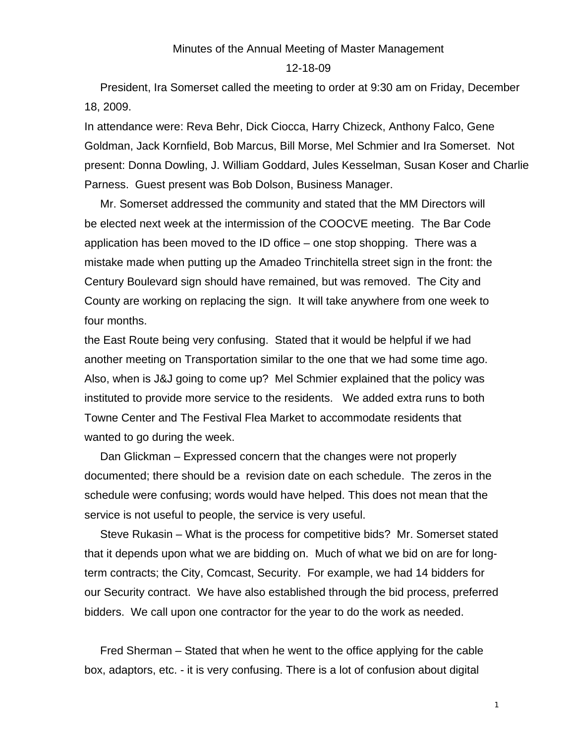Minutes of the Annual Meeting of Master Management

12-18-09

President, Ira Somerset called the meeting to order at 9:30 am on Friday, December 18, 2009.

In attendance were: Reva Behr, Dick Ciocca, Harry Chizeck, Anthony Falco, Gene Goldman, Jack Kornfield, Bob Marcus, Bill Morse, Mel Schmier and Ira Somerset. Not present: Donna Dowling, J. William Goddard, Jules Kesselman, Susan Koser and Charlie Parness. Guest present was Bob Dolson, Business Manager.

Mr. Somerset addressed the community and stated that the MM Directors will be elected next week at the intermission of the COOCVE meeting. The Bar Code application has been moved to the ID office – one stop shopping. There was a mistake made when putting up the Amadeo Trinchitella street sign in the front: the Century Boulevard sign should have remained, but was removed. The City and County are working on replacing the sign. It will take anywhere from one week to four months.

the East Route being very confusing. Stated that it would be helpful if we had another meeting on Transportation similar to the one that we had some time ago. Also, when is J&J going to come up? Mel Schmier explained that the policy was instituted to provide more service to the residents. We added extra runs to both Towne Center and The Festival Flea Market to accommodate residents that wanted to go during the week.

Dan Glickman – Expressed concern that the changes were not properly documented; there should be a revision date on each schedule. The zeros in the schedule were confusing; words would have helped. This does not mean that the service is not useful to people, the service is very useful.

Steve Rukasin – What is the process for competitive bids? Mr. Somerset stated that it depends upon what we are bidding on. Much of what we bid on are for long-term contracts; the City, Comcast, Security. For example, we had 14 bidders for our Security contract. We have also established through the bid process, preferred bidders. We call upon one contractor for the year to do the work as needed.

Fred Sherman – Stated that when he went to the office applying for the cable box, adaptors, etc. - it is very confusing. There is a lot of confusion about digital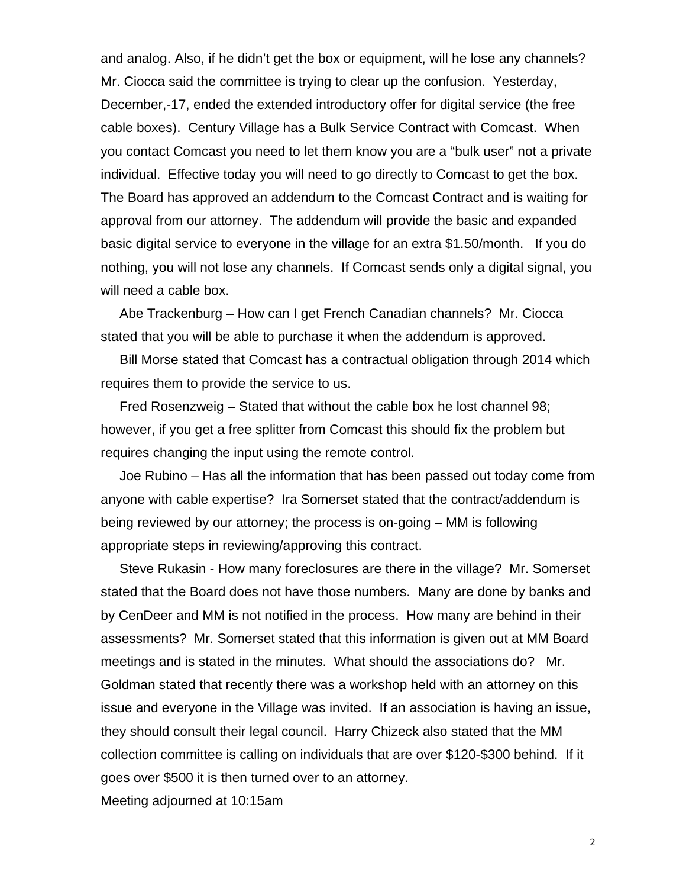and analog. Also, if he didn't get the box or equipment, will he lose any channels? Mr. Ciocca said the committee is trying to clear up the confusion. Yesterday, December,-17, ended the extended introductory offer for digital service (the free cable boxes). Century Village has a Bulk Service Contract with Comcast. When you contact Comcast you need to let them know you are a "bulk user" not a private individual. Effective today you will need to go directly to Comcast to get the box. The Board has approved an addendum to the Comcast Contract and is waiting for approval from our attorney. The addendum will provide the basic and expanded basic digital service to everyone in the village for an extra $1.50/month. If you do nothing, you will not lose any channels. If Comcast sends only a digital signal, you will need a cable box.

Abe Trackenburg – How can I get French Canadian channels? Mr. Ciocca stated that you will be able to purchase it when the addendum is approved.

Bill Morse stated that Comcast has a contractual obligation through 2014 which requires them to provide the service to us.

Fred Rosenzweig – Stated that without the cable box he lost channel 98; however, if you get a free splitter from Comcast this should fix the problem but requires changing the input using the remote control.

Joe Rubino – Has all the information that has been passed out today come from anyone with cable expertise? Ira Somerset stated that the contract/addendum is being reviewed by our attorney; the process is on-going – MM is following appropriate steps in reviewing/approving this contract.

Steve Rukasin - How many foreclosures are there in the village? Mr. Somerset stated that the Board does not have those numbers. Many are done by banks and by CenDeer and MM is not notified in the process. How many are behind in their assessments? Mr. Somerset stated that this information is given out at MM Board meetings and is stated in the minutes. What should the associations do? Mr. Goldman stated that recently there was a workshop held with an attorney on this issue and everyone in the Village was invited. If an association is having an issue, they should consult their legal council. Harry Chizeck also stated that the MM collection committee is calling on individuals that are over $120-$300 behind. If it goes over $500 it is then turned over to an attorney.

Meeting adjourned at 10:15am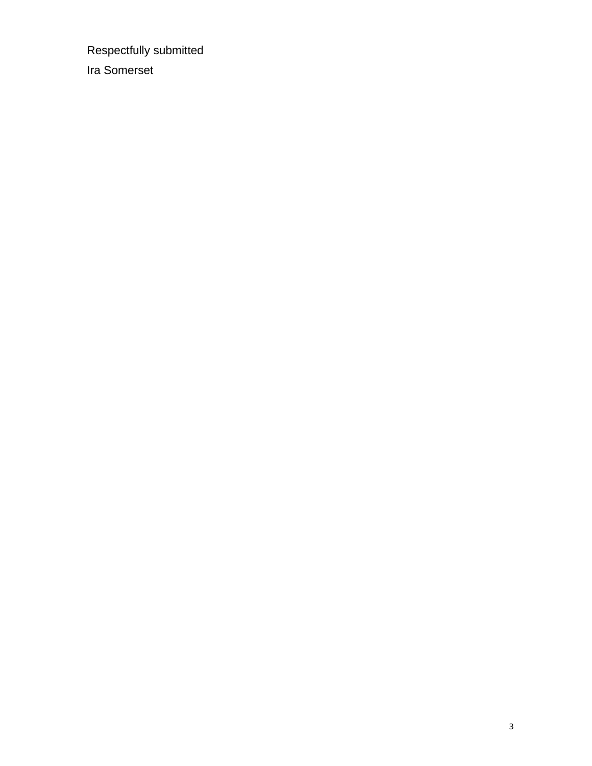Respectfully submitted

Ira Somerset